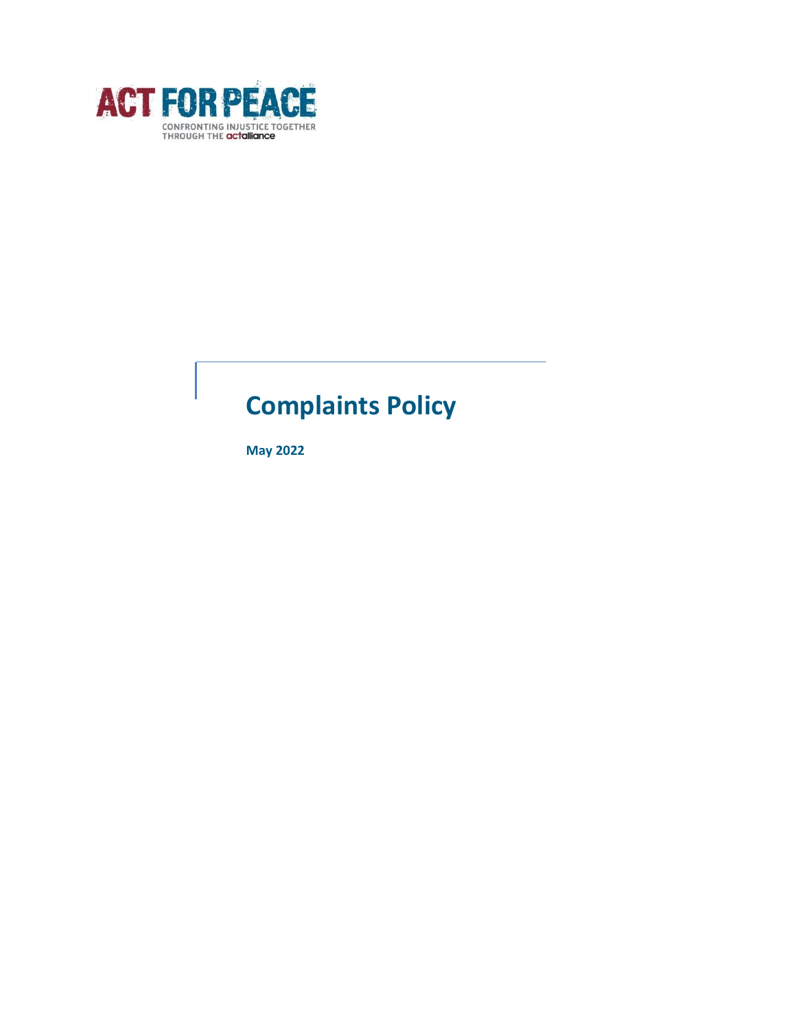ACT FOR PEACE

CONFRONTING INJUSTICE TOGETHER THROUGH THE actalliance

# Complaints Policy

**May 2022**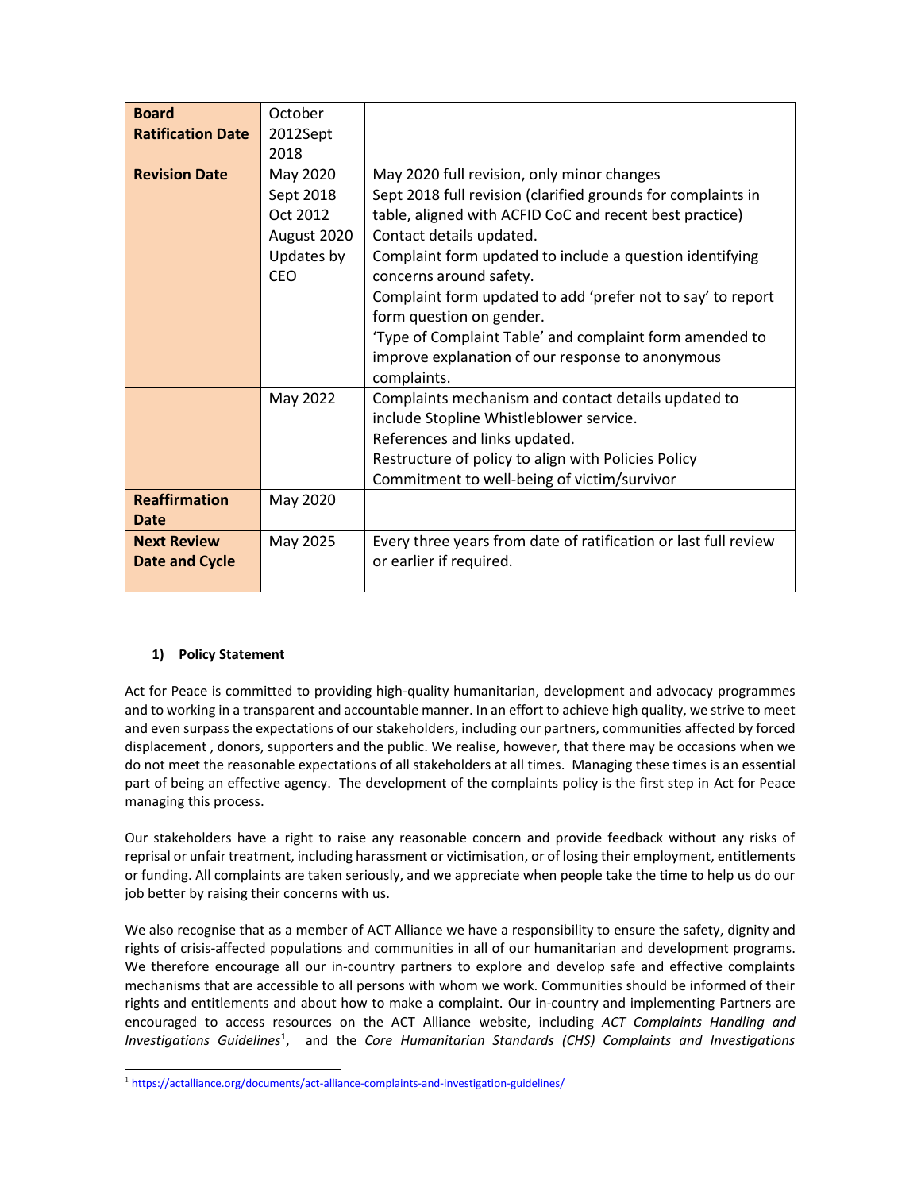| **Board Ratification Date** | October 2012Sept 2018 | |
|---|---|---|
| **Revision Date** | May 2020<br>Sept 2018<br>Oct 2012 | May 2020 full revision, only minor changes<br>Sept 2018 full revision (clarified grounds for complaints in table, aligned with ACFID CoC and recent best practice) |
| | August 2020<br>Updates by CEO | Contact details updated.<br>Complaint form updated to include a question identifying concerns around safety.<br>Complaint form updated to add 'prefer not to say' to report form question on gender.<br>'Type of Complaint Table' and complaint form amended to improve explanation of our response to anonymous complaints. |
| | May 2022 | Complaints mechanism and contact details updated to include Stopline Whistleblower service.<br>References and links updated.<br>Restructure of policy to align with Policies Policy<br>Commitment to well-being of victim/survivor |
| **Reaffirmation Date** | May 2020 | |
| **Next Review Date and Cycle** | May 2025 | Every three years from date of ratification or last full review or earlier if required. |

## 1) Policy Statement

Act for Peace is committed to providing high-quality humanitarian, development and advocacy programmes and to working in a transparent and accountable manner. In an effort to achieve high quality, we strive to meet and even surpass the expectations of our stakeholders, including our partners, communities affected by forced displacement , donors, supporters and the public. We realise, however, that there may be occasions when we do not meet the reasonable expectations of all stakeholders at all times. Managing these times is an essential part of being an effective agency. The development of the complaints policy is the first step in Act for Peace managing this process.

Our stakeholders have a right to raise any reasonable concern and provide feedback without any risks of reprisal or unfair treatment, including harassment or victimisation, or of losing their employment, entitlements or funding. All complaints are taken seriously, and we appreciate when people take the time to help us do our job better by raising their concerns with us.

We also recognise that as a member of ACT Alliance we have a responsibility to ensure the safety, dignity and rights of crisis-affected populations and communities in all of our humanitarian and development programs. We therefore encourage all our in-country partners to explore and develop safe and effective complaints mechanisms that are accessible to all persons with whom we work. Communities should be informed of their rights and entitlements and about how to make a complaint. Our in-country and implementing Partners are encouraged to access resources on the ACT Alliance website, including *ACT Complaints Handling and Investigations Guidelines*[1], and the *Core Humanitarian Standards (CHS) Complaints and Investigations*

[1] https://actalliance.org/documents/act-alliance-complaints-and-investigation-guidelines/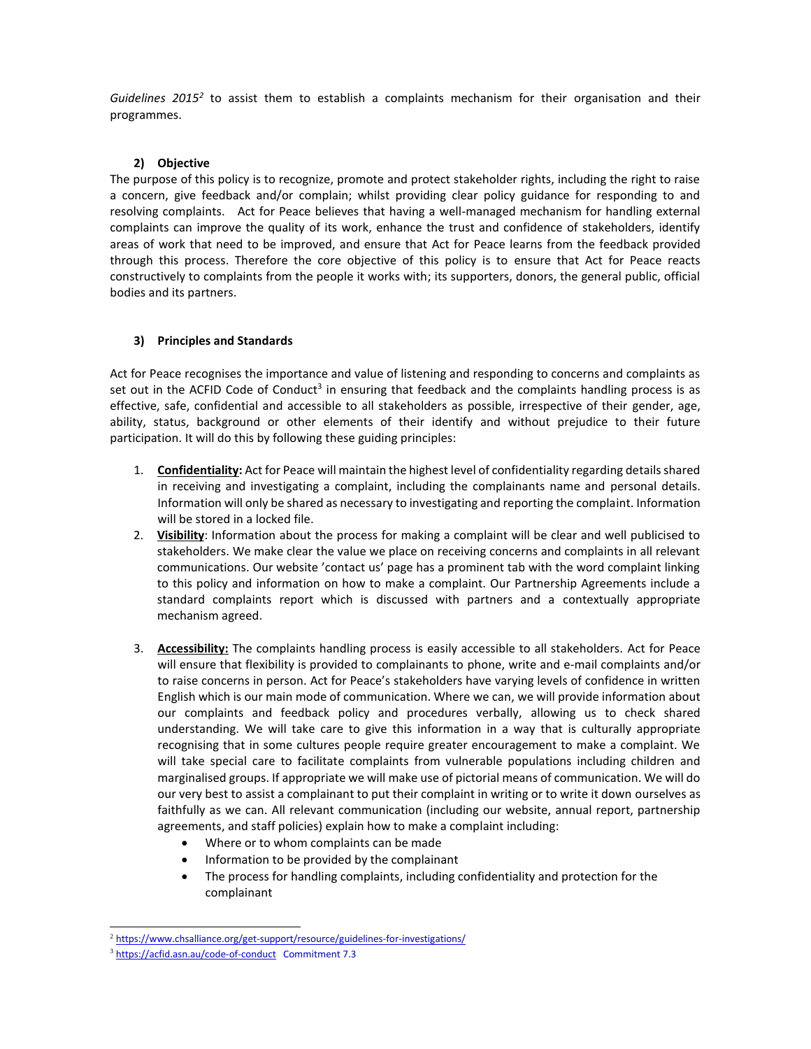*Guidelines 2015*[2] to assist them to establish a complaints mechanism for their organisation and their programmes.

## 2) Objective

The purpose of this policy is to recognize, promote and protect stakeholder rights, including the right to raise a concern, give feedback and/or complain; whilst providing clear policy guidance for responding to and resolving complaints. Act for Peace believes that having a well-managed mechanism for handling external complaints can improve the quality of its work, enhance the trust and confidence of stakeholders, identify areas of work that need to be improved, and ensure that Act for Peace learns from the feedback provided through this process. Therefore the core objective of this policy is to ensure that Act for Peace reacts constructively to complaints from the people it works with; its supporters, donors, the general public, official bodies and its partners.

## 3) Principles and Standards

Act for Peace recognises the importance and value of listening and responding to concerns and complaints as set out in the ACFID Code of Conduct[3] in ensuring that feedback and the complaints handling process is as effective, safe, confidential and accessible to all stakeholders as possible, irrespective of their gender, age, ability, status, background or other elements of their identify and without prejudice to their future participation. It will do this by following these guiding principles:

1. **Confidentiality:** Act for Peace will maintain the highest level of confidentiality regarding details shared in receiving and investigating a complaint, including the complainants name and personal details. Information will only be shared as necessary to investigating and reporting the complaint. Information will be stored in a locked file.
2. **Visibility**: Information about the process for making a complaint will be clear and well publicised to stakeholders. We make clear the value we place on receiving concerns and complaints in all relevant communications. Our website 'contact us' page has a prominent tab with the word complaint linking to this policy and information on how to make a complaint. Our Partnership Agreements include a standard complaints report which is discussed with partners and a contextually appropriate mechanism agreed.
3. **Accessibility:** The complaints handling process is easily accessible to all stakeholders. Act for Peace will ensure that flexibility is provided to complainants to phone, write and e-mail complaints and/or to raise concerns in person. Act for Peace's stakeholders have varying levels of confidence in written English which is our main mode of communication. Where we can, we will provide information about our complaints and feedback policy and procedures verbally, allowing us to check shared understanding. We will take care to give this information in a way that is culturally appropriate recognising that in some cultures people require greater encouragement to make a complaint. We will take special care to facilitate complaints from vulnerable populations including children and marginalised groups. If appropriate we will make use of pictorial means of communication. We will do our very best to assist a complainant to put their complaint in writing or to write it down ourselves as faithfully as we can. All relevant communication (including our website, annual report, partnership agreements, and staff policies) explain how to make a complaint including:
    - Where or to whom complaints can be made
    - Information to be provided by the complainant
    - The process for handling complaints, including confidentiality and protection for the complainant

---

[2] https://www.chsalliance.org/get-support/resource/guidelines-for-investigations/

[3] https://acfid.asn.au/code-of-conduct Commitment 7.3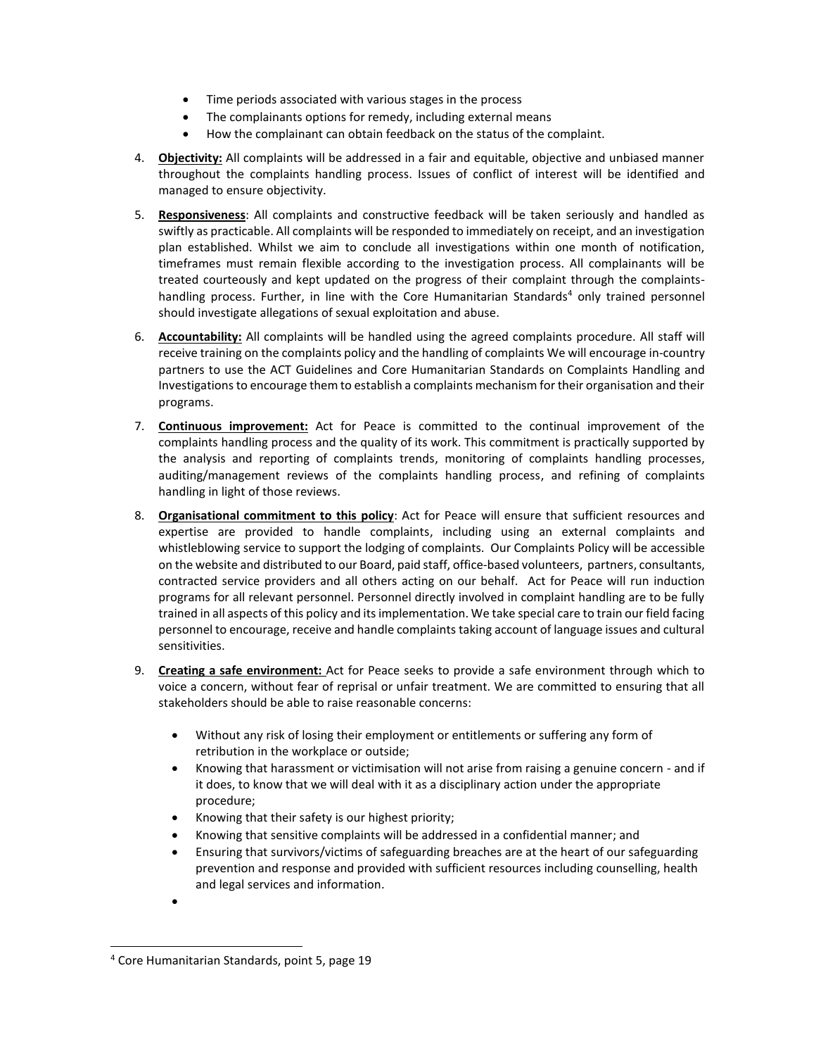- Time periods associated with various stages in the process
- The complainants options for remedy, including external means
- How the complainant can obtain feedback on the status of the complaint.

4. **Objectivity:** All complaints will be addressed in a fair and equitable, objective and unbiased manner throughout the complaints handling process. Issues of conflict of interest will be identified and managed to ensure objectivity.

5. **Responsiveness**: All complaints and constructive feedback will be taken seriously and handled as swiftly as practicable. All complaints will be responded to immediately on receipt, and an investigation plan established. Whilst we aim to conclude all investigations within one month of notification, timeframes must remain flexible according to the investigation process. All complainants will be treated courteously and kept updated on the progress of their complaint through the complaints-handling process. Further, in line with the Core Humanitarian Standards[4] only trained personnel should investigate allegations of sexual exploitation and abuse.

6. **Accountability:** All complaints will be handled using the agreed complaints procedure. All staff will receive training on the complaints policy and the handling of complaints We will encourage in-country partners to use the ACT Guidelines and Core Humanitarian Standards on Complaints Handling and Investigations to encourage them to establish a complaints mechanism for their organisation and their programs.

7. **Continuous improvement:** Act for Peace is committed to the continual improvement of the complaints handling process and the quality of its work. This commitment is practically supported by the analysis and reporting of complaints trends, monitoring of complaints handling processes, auditing/management reviews of the complaints handling process, and refining of complaints handling in light of those reviews.

8. **Organisational commitment to this policy**: Act for Peace will ensure that sufficient resources and expertise are provided to handle complaints, including using an external complaints and whistleblowing service to support the lodging of complaints. Our Complaints Policy will be accessible on the website and distributed to our Board, paid staff, office-based volunteers, partners, consultants, contracted service providers and all others acting on our behalf. Act for Peace will run induction programs for all relevant personnel. Personnel directly involved in complaint handling are to be fully trained in all aspects of this policy and its implementation. We take special care to train our field facing personnel to encourage, receive and handle complaints taking account of language issues and cultural sensitivities.

9. **Creating a safe environment:** Act for Peace seeks to provide a safe environment through which to voice a concern, without fear of reprisal or unfair treatment. We are committed to ensuring that all stakeholders should be able to raise reasonable concerns:

   - Without any risk of losing their employment or entitlements or suffering any form of retribution in the workplace or outside;
   - Knowing that harassment or victimisation will not arise from raising a genuine concern - and if it does, to know that we will deal with it as a disciplinary action under the appropriate procedure;
   - Knowing that their safety is our highest priority;
   - Knowing that sensitive complaints will be addressed in a confidential manner; and
   - Ensuring that survivors/victims of safeguarding breaches are at the heart of our safeguarding prevention and response and provided with sufficient resources including counselling, health and legal services and information.

[4] Core Humanitarian Standards, point 5, page 19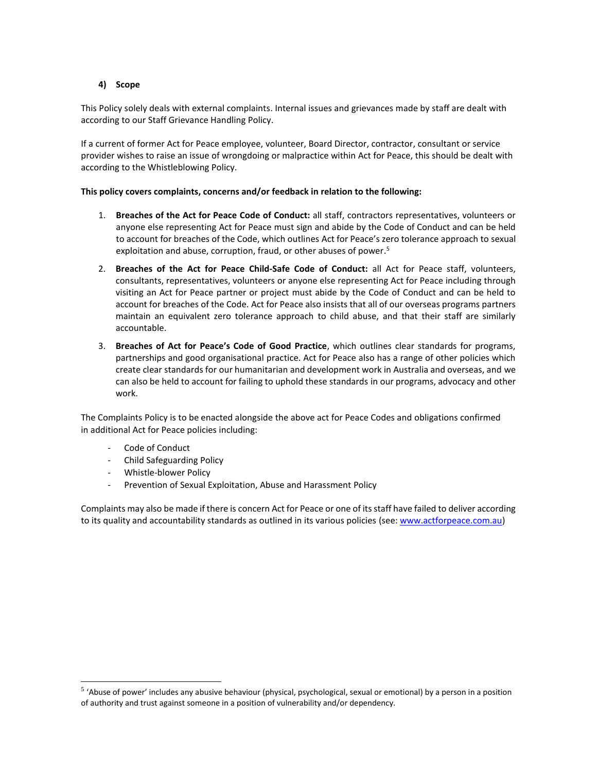### 4) Scope

This Policy solely deals with external complaints. Internal issues and grievances made by staff are dealt with according to our Staff Grievance Handling Policy.

If a current of former Act for Peace employee, volunteer, Board Director, contractor, consultant or service provider wishes to raise an issue of wrongdoing or malpractice within Act for Peace, this should be dealt with according to the Whistleblowing Policy.

**This policy covers complaints, concerns and/or feedback in relation to the following:**

1. **Breaches of the Act for Peace Code of Conduct:** all staff, contractors representatives, volunteers or anyone else representing Act for Peace must sign and abide by the Code of Conduct and can be held to account for breaches of the Code, which outlines Act for Peace's zero tolerance approach to sexual exploitation and abuse, corruption, fraud, or other abuses of power.[5]
2. **Breaches of the Act for Peace Child-Safe Code of Conduct:** all Act for Peace staff, volunteers, consultants, representatives, volunteers or anyone else representing Act for Peace including through visiting an Act for Peace partner or project must abide by the Code of Conduct and can be held to account for breaches of the Code. Act for Peace also insists that all of our overseas programs partners maintain an equivalent zero tolerance approach to child abuse, and that their staff are similarly accountable.
3. **Breaches of Act for Peace's Code of Good Practice**, which outlines clear standards for programs, partnerships and good organisational practice. Act for Peace also has a range of other policies which create clear standards for our humanitarian and development work in Australia and overseas, and we can also be held to account for failing to uphold these standards in our programs, advocacy and other work.

The Complaints Policy is to be enacted alongside the above act for Peace Codes and obligations confirmed in additional Act for Peace policies including:

- Code of Conduct
- Child Safeguarding Policy
- Whistle-blower Policy
- Prevention of Sexual Exploitation, Abuse and Harassment Policy

Complaints may also be made if there is concern Act for Peace or one of its staff have failed to deliver according to its quality and accountability standards as outlined in its various policies (see: www.actforpeace.com.au)

---

[5] 'Abuse of power' includes any abusive behaviour (physical, psychological, sexual or emotional) by a person in a position of authority and trust against someone in a position of vulnerability and/or dependency.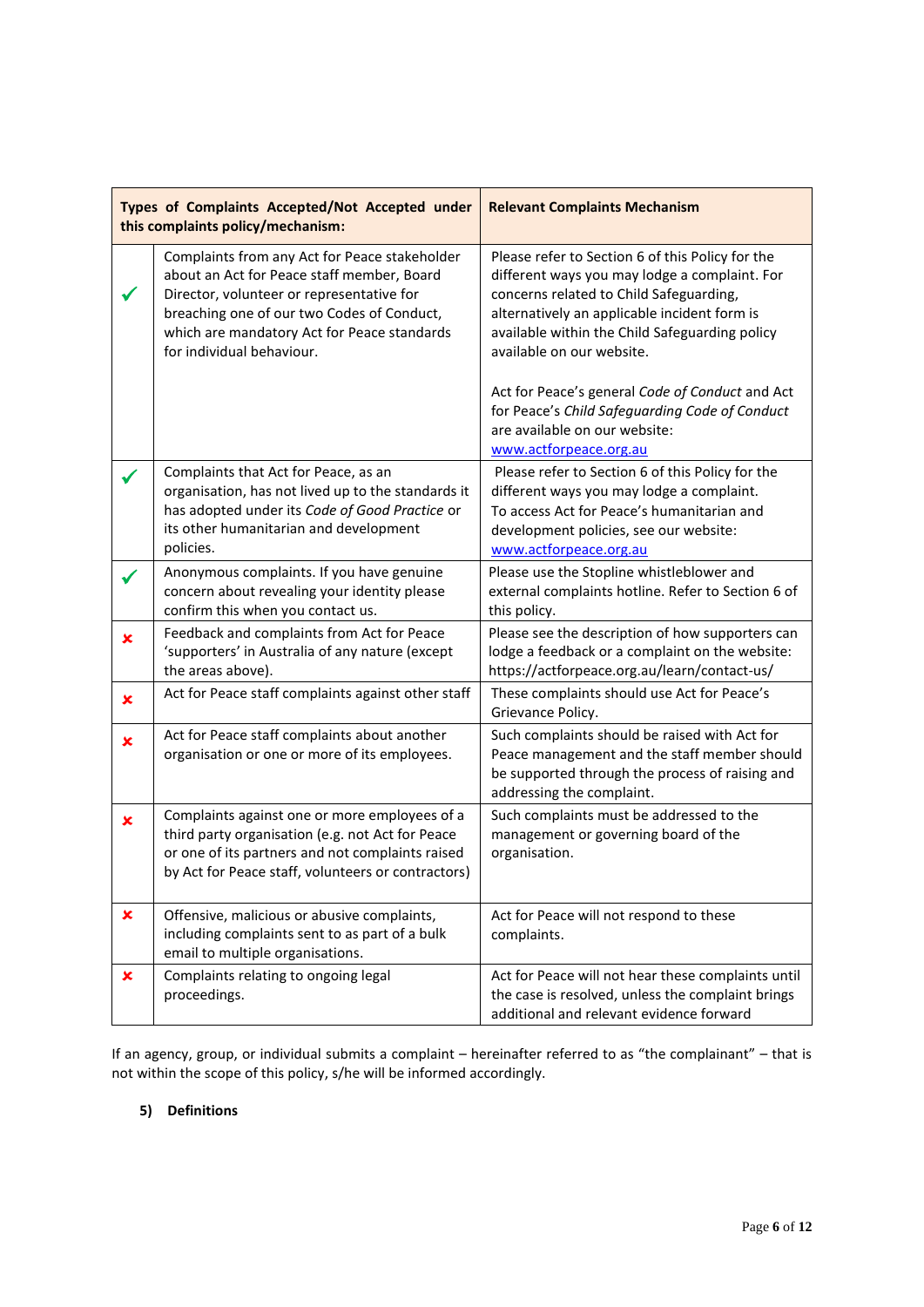| Types of Complaints Accepted/Not Accepted under this complaints policy/mechanism: | | Relevant Complaints Mechanism |
|---|---|---|
| ✓ | Complaints from any Act for Peace stakeholder about an Act for Peace staff member, Board Director, volunteer or representative for breaching one of our two Codes of Conduct, which are mandatory Act for Peace standards for individual behaviour. | Please refer to Section 6 of this Policy for the different ways you may lodge a complaint. For concerns related to Child Safeguarding, alternatively an applicable incident form is available within the Child Safeguarding policy available on our website.<br><br>Act for Peace's general *Code of Conduct* and Act for Peace's *Child Safeguarding Code of Conduct* are available on our website: [www.actforpeace.org.au](www.actforpeace.org.au) |
| ✓ | Complaints that Act for Peace, as an organisation, has not lived up to the standards it has adopted under its *Code of Good Practice* or its other humanitarian and development policies. | Please refer to Section 6 of this Policy for the different ways you may lodge a complaint. To access Act for Peace's humanitarian and development policies, see our website: [www.actforpeace.org.au](www.actforpeace.org.au) |
| ✓ | Anonymous complaints. If you have genuine concern about revealing your identity please confirm this when you contact us. | Please use the Stopline whistleblower and external complaints hotline. Refer to Section 6 of this policy. |
| ✗ | Feedback and complaints from Act for Peace 'supporters' in Australia of any nature (except the areas above). | Please see the description of how supporters can lodge a feedback or a complaint on the website: https://actforpeace.org.au/learn/contact-us/ |
| ✗ | Act for Peace staff complaints against other staff | These complaints should use Act for Peace's Grievance Policy. |
| ✗ | Act for Peace staff complaints about another organisation or one or more of its employees. | Such complaints should be raised with Act for Peace management and the staff member should be supported through the process of raising and addressing the complaint. |
| ✗ | Complaints against one or more employees of a third party organisation (e.g. not Act for Peace or one of its partners and not complaints raised by Act for Peace staff, volunteers or contractors) | Such complaints must be addressed to the management or governing board of the organisation. |
| ✗ | Offensive, malicious or abusive complaints, including complaints sent to as part of a bulk email to multiple organisations. | Act for Peace will not respond to these complaints. |
| ✗ | Complaints relating to ongoing legal proceedings. | Act for Peace will not hear these complaints until the case is resolved, unless the complaint brings additional and relevant evidence forward |

If an agency, group, or individual submits a complaint – hereinafter referred to as "the complainant" – that is not within the scope of this policy, s/he will be informed accordingly.

## 5) Definitions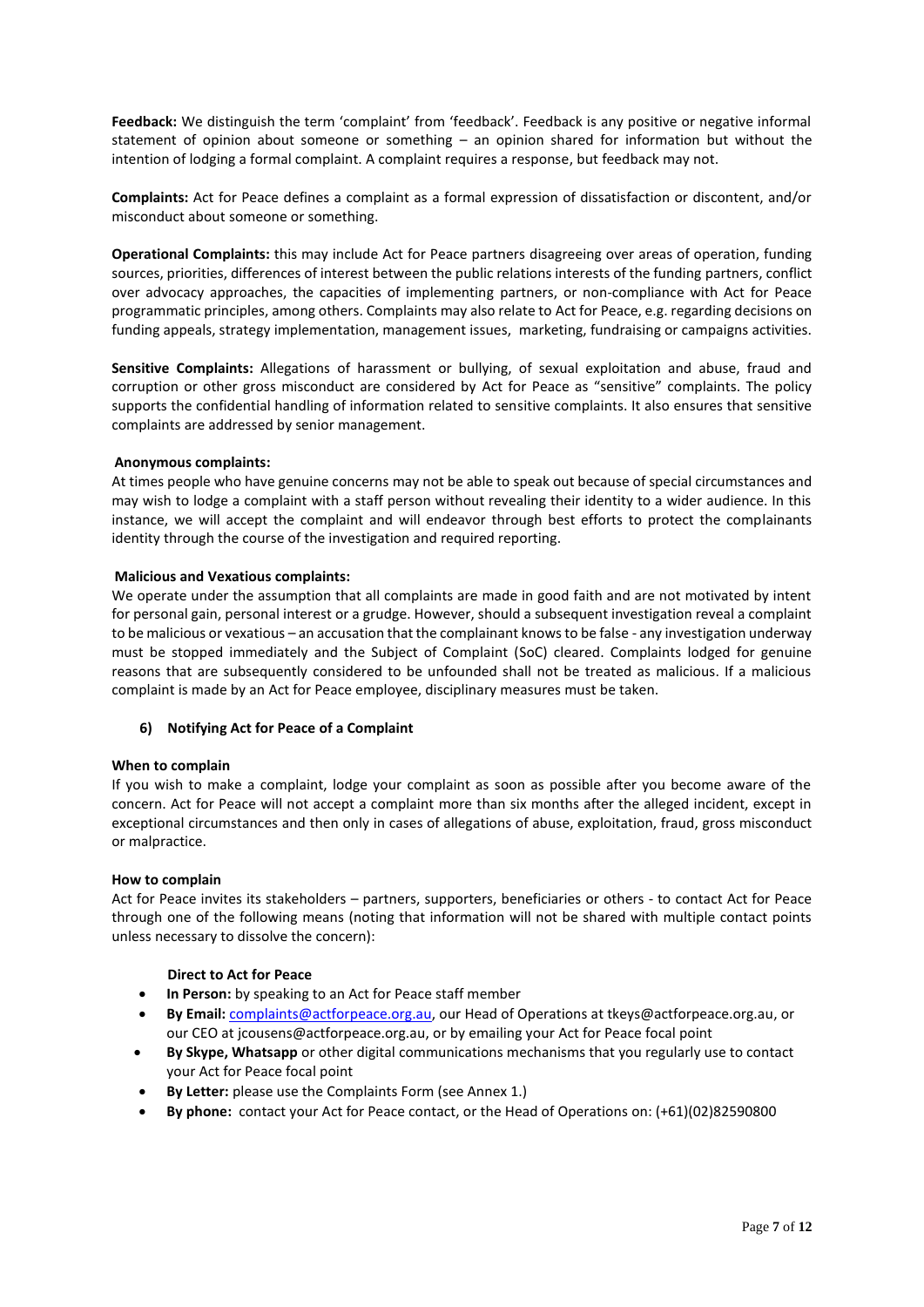**Feedback:** We distinguish the term 'complaint' from 'feedback'. Feedback is any positive or negative informal statement of opinion about someone or something – an opinion shared for information but without the intention of lodging a formal complaint. A complaint requires a response, but feedback may not.

**Complaints:** Act for Peace defines a complaint as a formal expression of dissatisfaction or discontent, and/or misconduct about someone or something.

**Operational Complaints:** this may include Act for Peace partners disagreeing over areas of operation, funding sources, priorities, differences of interest between the public relations interests of the funding partners, conflict over advocacy approaches, the capacities of implementing partners, or non-compliance with Act for Peace programmatic principles, among others. Complaints may also relate to Act for Peace, e.g. regarding decisions on funding appeals, strategy implementation, management issues, marketing, fundraising or campaigns activities.

**Sensitive Complaints:** Allegations of harassment or bullying, of sexual exploitation and abuse, fraud and corruption or other gross misconduct are considered by Act for Peace as "sensitive" complaints. The policy supports the confidential handling of information related to sensitive complaints. It also ensures that sensitive complaints are addressed by senior management.

**Anonymous complaints:**

At times people who have genuine concerns may not be able to speak out because of special circumstances and may wish to lodge a complaint with a staff person without revealing their identity to a wider audience. In this instance, we will accept the complaint and will endeavor through best efforts to protect the complainants identity through the course of the investigation and required reporting.

**Malicious and Vexatious complaints:**

We operate under the assumption that all complaints are made in good faith and are not motivated by intent for personal gain, personal interest or a grudge. However, should a subsequent investigation reveal a complaint to be malicious or vexatious – an accusation that the complainant knows to be false - any investigation underway must be stopped immediately and the Subject of Complaint (SoC) cleared. Complaints lodged for genuine reasons that are subsequently considered to be unfounded shall not be treated as malicious. If a malicious complaint is made by an Act for Peace employee, disciplinary measures must be taken.

## 6) Notifying Act for Peace of a Complaint

**When to complain**

If you wish to make a complaint, lodge your complaint as soon as possible after you become aware of the concern. Act for Peace will not accept a complaint more than six months after the alleged incident, except in exceptional circumstances and then only in cases of allegations of abuse, exploitation, fraud, gross misconduct or malpractice.

**How to complain**

Act for Peace invites its stakeholders – partners, supporters, beneficiaries or others - to contact Act for Peace through one of the following means (noting that information will not be shared with multiple contact points unless necessary to dissolve the concern):

**Direct to Act for Peace**

- **In Person:** by speaking to an Act for Peace staff member
- **By Email:** complaints@actforpeace.org.au, our Head of Operations at tkeys@actforpeace.org.au, or our CEO at jcousens@actforpeace.org.au, or by emailing your Act for Peace focal point
- **By Skype, Whatsapp** or other digital communications mechanisms that you regularly use to contact your Act for Peace focal point
- **By Letter:** please use the Complaints Form (see Annex 1.)
- **By phone:** contact your Act for Peace contact, or the Head of Operations on: (+61)(02)82590800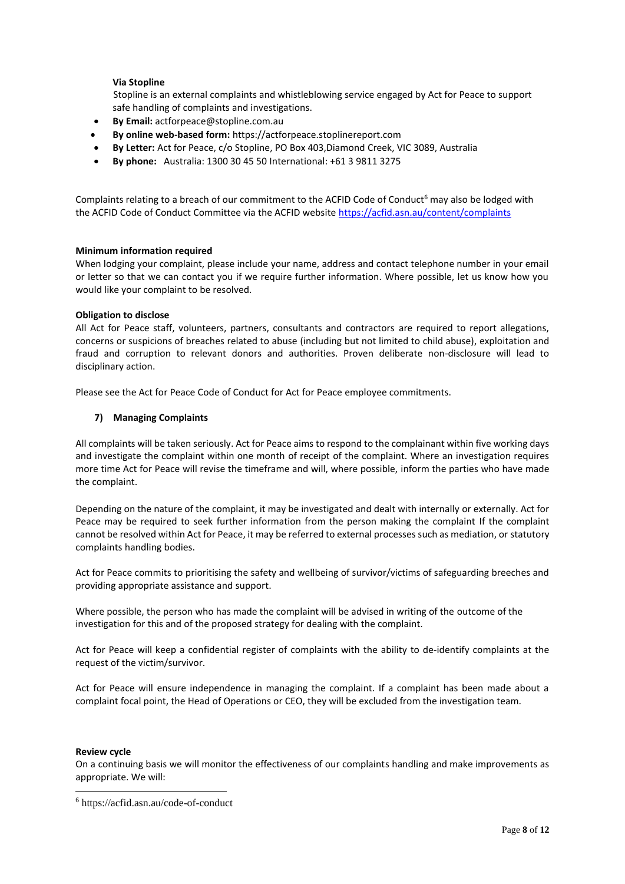**Via Stopline**

Stopline is an external complaints and whistleblowing service engaged by Act for Peace to support safe handling of complaints and investigations.

- **By Email:** actforpeace@stopline.com.au
- **By online web-based form:** https://actforpeace.stoplinereport.com
- **By Letter:** Act for Peace, c/o Stopline, PO Box 403,Diamond Creek, VIC 3089, Australia
- **By phone:** Australia: 1300 30 45 50 International: +61 3 9811 3275

Complaints relating to a breach of our commitment to the ACFID Code of Conduct[6] may also be lodged with the ACFID Code of Conduct Committee via the ACFID website https://acfid.asn.au/content/complaints

**Minimum information required**

When lodging your complaint, please include your name, address and contact telephone number in your email or letter so that we can contact you if we require further information. Where possible, let us know how you would like your complaint to be resolved.

**Obligation to disclose**

All Act for Peace staff, volunteers, partners, consultants and contractors are required to report allegations, concerns or suspicions of breaches related to abuse (including but not limited to child abuse), exploitation and fraud and corruption to relevant donors and authorities. Proven deliberate non-disclosure will lead to disciplinary action.

Please see the Act for Peace Code of Conduct for Act for Peace employee commitments.

## 7) Managing Complaints

All complaints will be taken seriously. Act for Peace aims to respond to the complainant within five working days and investigate the complaint within one month of receipt of the complaint. Where an investigation requires more time Act for Peace will revise the timeframe and will, where possible, inform the parties who have made the complaint.

Depending on the nature of the complaint, it may be investigated and dealt with internally or externally. Act for Peace may be required to seek further information from the person making the complaint If the complaint cannot be resolved within Act for Peace, it may be referred to external processes such as mediation, or statutory complaints handling bodies.

Act for Peace commits to prioritising the safety and wellbeing of survivor/victims of safeguarding breeches and providing appropriate assistance and support.

Where possible, the person who has made the complaint will be advised in writing of the outcome of the investigation for this and of the proposed strategy for dealing with the complaint.

Act for Peace will keep a confidential register of complaints with the ability to de-identify complaints at the request of the victim/survivor.

Act for Peace will ensure independence in managing the complaint. If a complaint has been made about a complaint focal point, the Head of Operations or CEO, they will be excluded from the investigation team.

**Review cycle**

On a continuing basis we will monitor the effectiveness of our complaints handling and make improvements as appropriate. We will:

---

[6] https://acfid.asn.au/code-of-conduct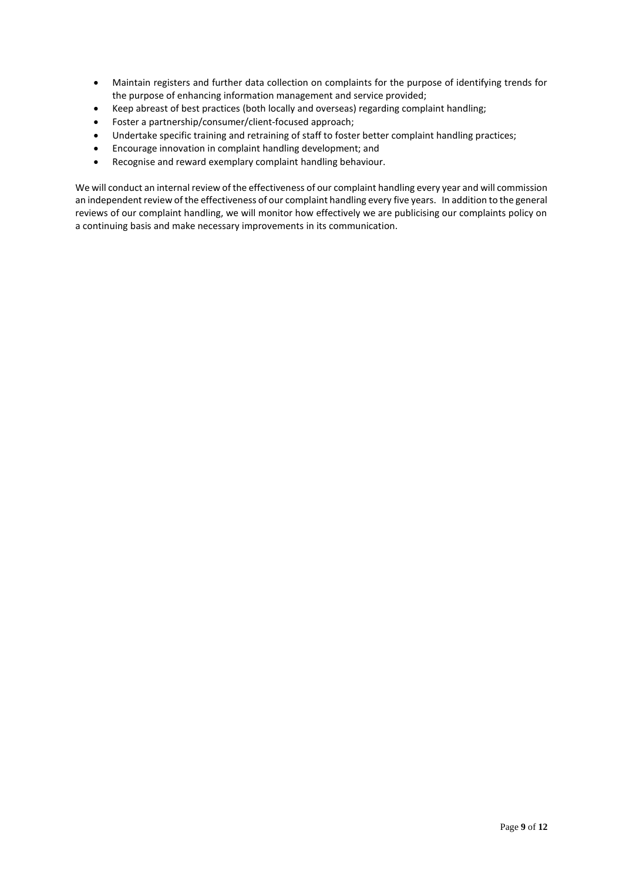- Maintain registers and further data collection on complaints for the purpose of identifying trends for the purpose of enhancing information management and service provided;
- Keep abreast of best practices (both locally and overseas) regarding complaint handling;
- Foster a partnership/consumer/client-focused approach;
- Undertake specific training and retraining of staff to foster better complaint handling practices;
- Encourage innovation in complaint handling development; and
- Recognise and reward exemplary complaint handling behaviour.

We will conduct an internal review of the effectiveness of our complaint handling every year and will commission an independent review of the effectiveness of our complaint handling every five years. In addition to the general reviews of our complaint handling, we will monitor how effectively we are publicising our complaints policy on a continuing basis and make necessary improvements in its communication.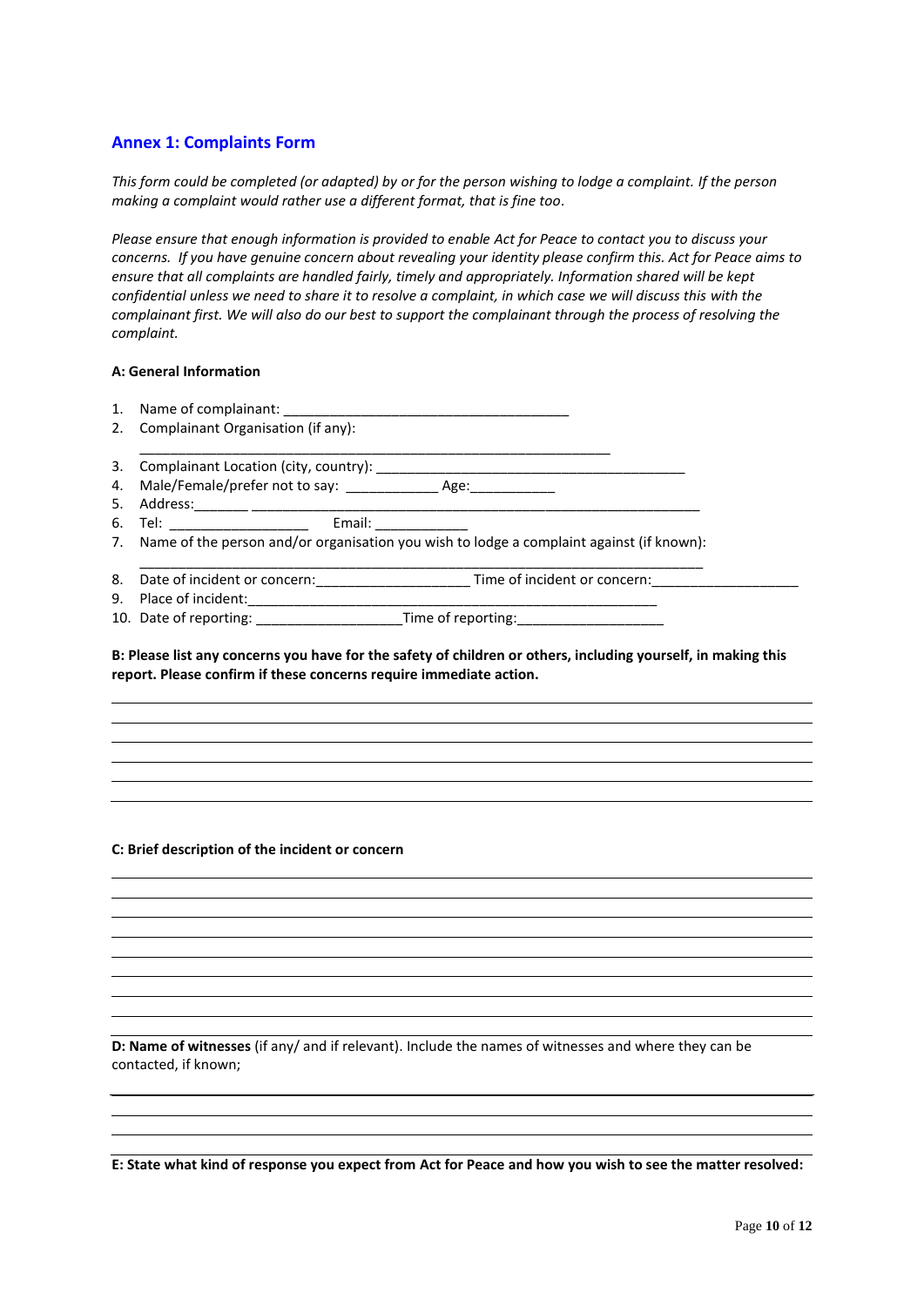## Annex 1: Complaints Form

*This form could be completed (or adapted) by or for the person wishing to lodge a complaint. If the person making a complaint would rather use a different format, that is fine too.*

*Please ensure that enough information is provided to enable Act for Peace to contact you to discuss your concerns. If you have genuine concern about revealing your identity please confirm this. Act for Peace aims to ensure that all complaints are handled fairly, timely and appropriately. Information shared will be kept confidential unless we need to share it to resolve a complaint, in which case we will discuss this with the complainant first. We will also do our best to support the complainant through the process of resolving the complaint.*

**A: General Information**

1. Name of complainant: _____________________________________
2. Complainant Organisation (if any): _____________________________________________________________
3. Complainant Location (city, country): ________________________________________
4. Male/Female/prefer not to say: ____________ Age:___________
5. Address:_______ ____________________________________________________________
6. Tel: __________________ Email: ____________
7. Name of the person and/or organisation you wish to lodge a complaint against (if known): _________________________________________________________________________
8. Date of incident or concern:____________________ Time of incident or concern:___________________
9. Place of incident:_______________________________________________________
10. Date of reporting: ___________________Time of reporting:___________________

**B: Please list any concerns you have for the safety of children or others, including yourself, in making this report. Please confirm if these concerns require immediate action.**

**C: Brief description of the incident or concern**

**D: Name of witnesses** (if any/ and if relevant). Include the names of witnesses and where they can be contacted, if known;

**E: State what kind of response you expect from Act for Peace and how you wish to see the matter resolved:**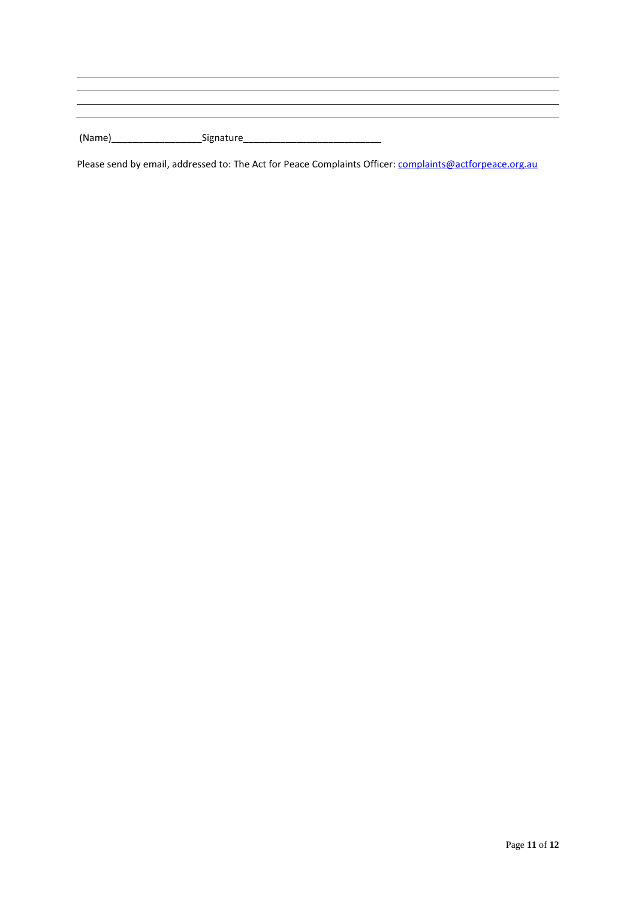\_\_\_\_\_\_\_\_\_\_\_\_\_\_\_\_\_\_\_\_\_\_\_\_\_\_\_\_\_\_\_\_\_\_\_\_\_\_\_\_\_\_\_\_\_\_\_\_\_\_\_\_\_\_\_\_\_\_\_\_\_\_\_\_\_\_\_\_\_\_\_\_\_\_\_\_\_\_

\_\_\_\_\_\_\_\_\_\_\_\_\_\_\_\_\_\_\_\_\_\_\_\_\_\_\_\_\_\_\_\_\_\_\_\_\_\_\_\_\_\_\_\_\_\_\_\_\_\_\_\_\_\_\_\_\_\_\_\_\_\_\_\_\_\_\_\_\_\_\_\_\_\_\_\_\_\_

\_\_\_\_\_\_\_\_\_\_\_\_\_\_\_\_\_\_\_\_\_\_\_\_\_\_\_\_\_\_\_\_\_\_\_\_\_\_\_\_\_\_\_\_\_\_\_\_\_\_\_\_\_\_\_\_\_\_\_\_\_\_\_\_\_\_\_\_\_\_\_\_\_\_\_\_\_\_

\_\_\_\_\_\_\_\_\_\_\_\_\_\_\_\_\_\_\_\_\_\_\_\_\_\_\_\_\_\_\_\_\_\_\_\_\_\_\_\_\_\_\_\_\_\_\_\_\_\_\_\_\_\_\_\_\_\_\_\_\_\_\_\_\_\_\_\_\_\_\_\_\_\_\_\_\_\_

(Name)\_\_\_\_\_\_\_\_\_\_\_\_\_\_\_\_\_\_Signature\_\_\_\_\_\_\_\_\_\_\_\_\_\_\_\_\_\_\_\_\_\_\_\_\_\_\_

Please send by email, addressed to: The Act for Peace Complaints Officer: [complaints@actforpeace.org.au](mailto:complaints@actforpeace.org.au)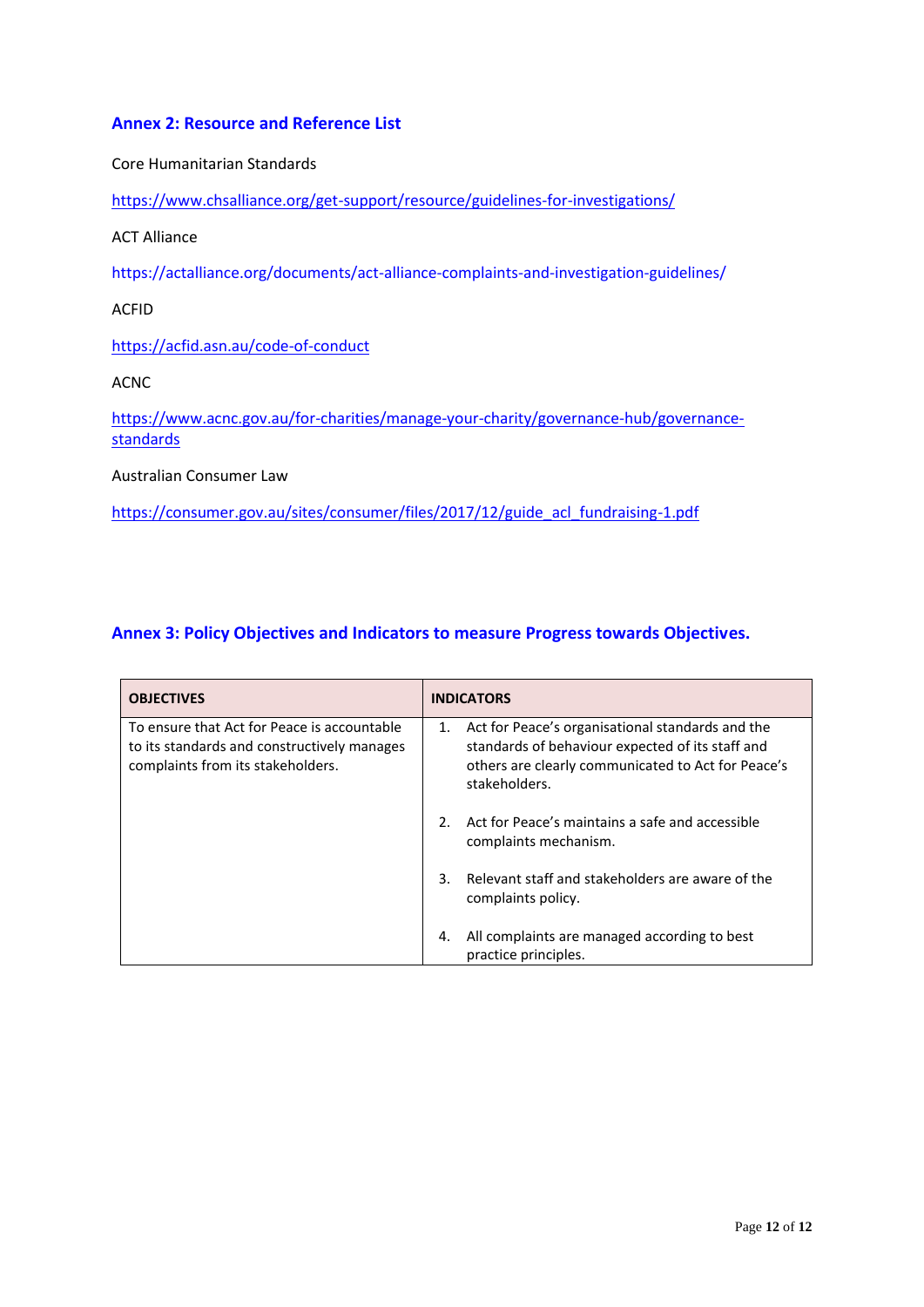## Annex 2: Resource and Reference List

Core Humanitarian Standards

https://www.chsalliance.org/get-support/resource/guidelines-for-investigations/

ACT Alliance

https://actalliance.org/documents/act-alliance-complaints-and-investigation-guidelines/

ACFID

https://acfid.asn.au/code-of-conduct

ACNC

https://www.acnc.gov.au/for-charities/manage-your-charity/governance-hub/governance-standards

Australian Consumer Law

https://consumer.gov.au/sites/consumer/files/2017/12/guide_acl_fundraising-1.pdf

## Annex 3: Policy Objectives and Indicators to measure Progress towards Objectives.

| OBJECTIVES | INDICATORS |
|---|---|
| To ensure that Act for Peace is accountable to its standards and constructively manages complaints from its stakeholders. | 1. Act for Peace's organisational standards and the standards of behaviour expected of its staff and others are clearly communicated to Act for Peace's stakeholders.<br><br>2. Act for Peace's maintains a safe and accessible complaints mechanism.<br><br>3. Relevant staff and stakeholders are aware of the complaints policy.<br><br>4. All complaints are managed according to best practice principles. |